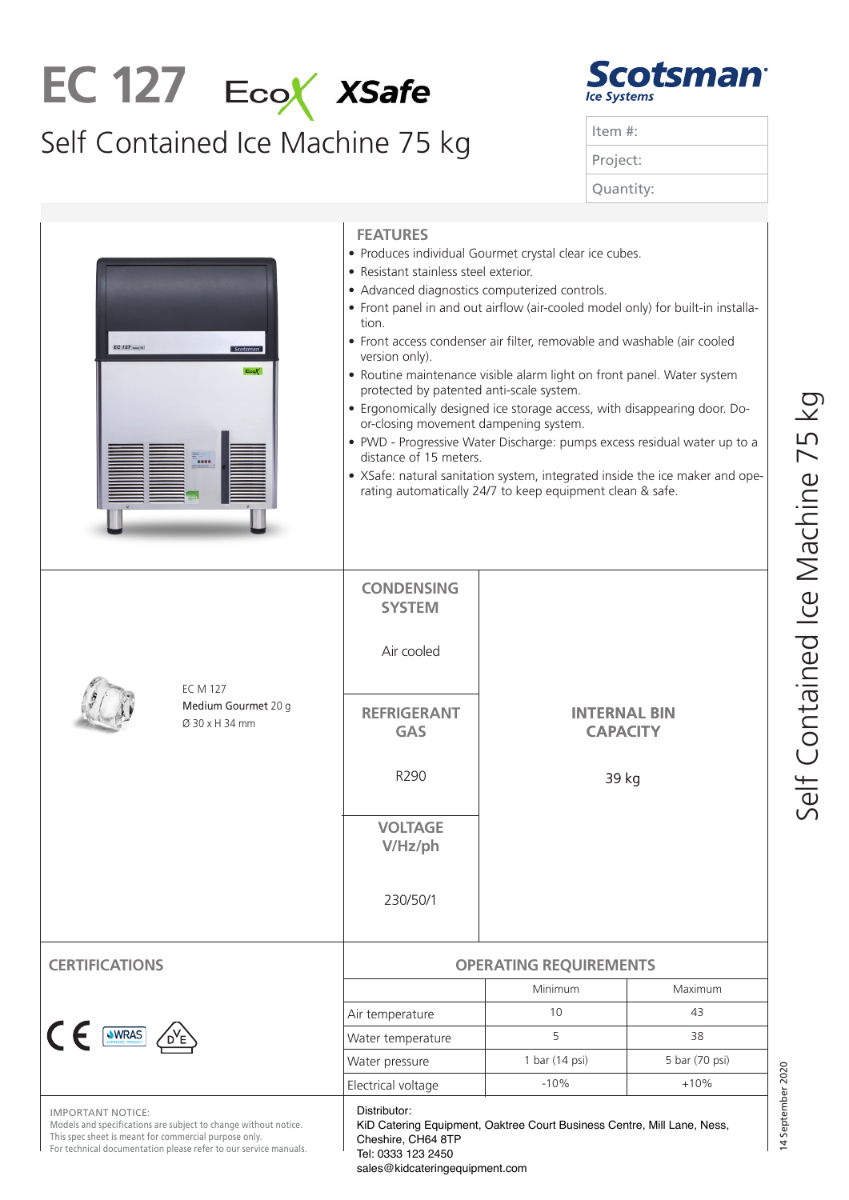# EC 127 EcoX XSafe

## Self Contained Ice Machine 75 kg

Scotsman Ice Systems

| Item #: |
|---|
| Project: |
| Quantity: |

### FEATURES

- Produces individual Gourmet crystal clear ice cubes.
- Resistant stainless steel exterior.
- Advanced diagnostics computerized controls.
- Front panel in and out airflow (air-cooled model only) for built-in installation.
- Front access condenser air filter, removable and washable (air cooled version only).
- Routine maintenance visible alarm light on front panel. Water system protected by patented anti-scale system.
- Ergonomically designed ice storage access, with disappearing door. Door-closing movement dampening system.
- PWD - Progressive Water Discharge: pumps excess residual water up to a distance of 15 meters.
- XSafe: natural sanitation system, integrated inside the ice maker and operating automatically 24/7 to keep equipment clean & safe.

EC M 127
Medium Gourmet 20 g
Ø 30 x H 34 mm

| CONDENSING SYSTEM | INTERNAL BIN CAPACITY |
|---|---|
| Air cooled | 39 kg |
| **REFRIGERANT GAS** | |
| R290 | |
| **VOLTAGE V/Hz/ph** | |
| 230/50/1 | |

### CERTIFICATIONS

CE, WRAS, DVE

### OPERATING REQUIREMENTS

| | Minimum | Maximum |
|---|---|---|
| Air temperature | 10 | 43 |
| Water temperature | 5 | 38 |
| Water pressure | 1 bar (14 psi) | 5 bar (70 psi) |
| Electrical voltage | -10% | +10% |

IMPORTANT NOTICE:
Models and specifications are subject to change without notice.
This spec sheet is meant for commercial purpose only.
For technical documentation please refer to our service manuals.

Distributor:
KiD Catering Equipment, Oaktree Court Business Centre, Mill Lane, Ness, Cheshire, CH64 8TP
Tel: 0333 123 2450
sales@kidcateringequipment.com

14 September 2020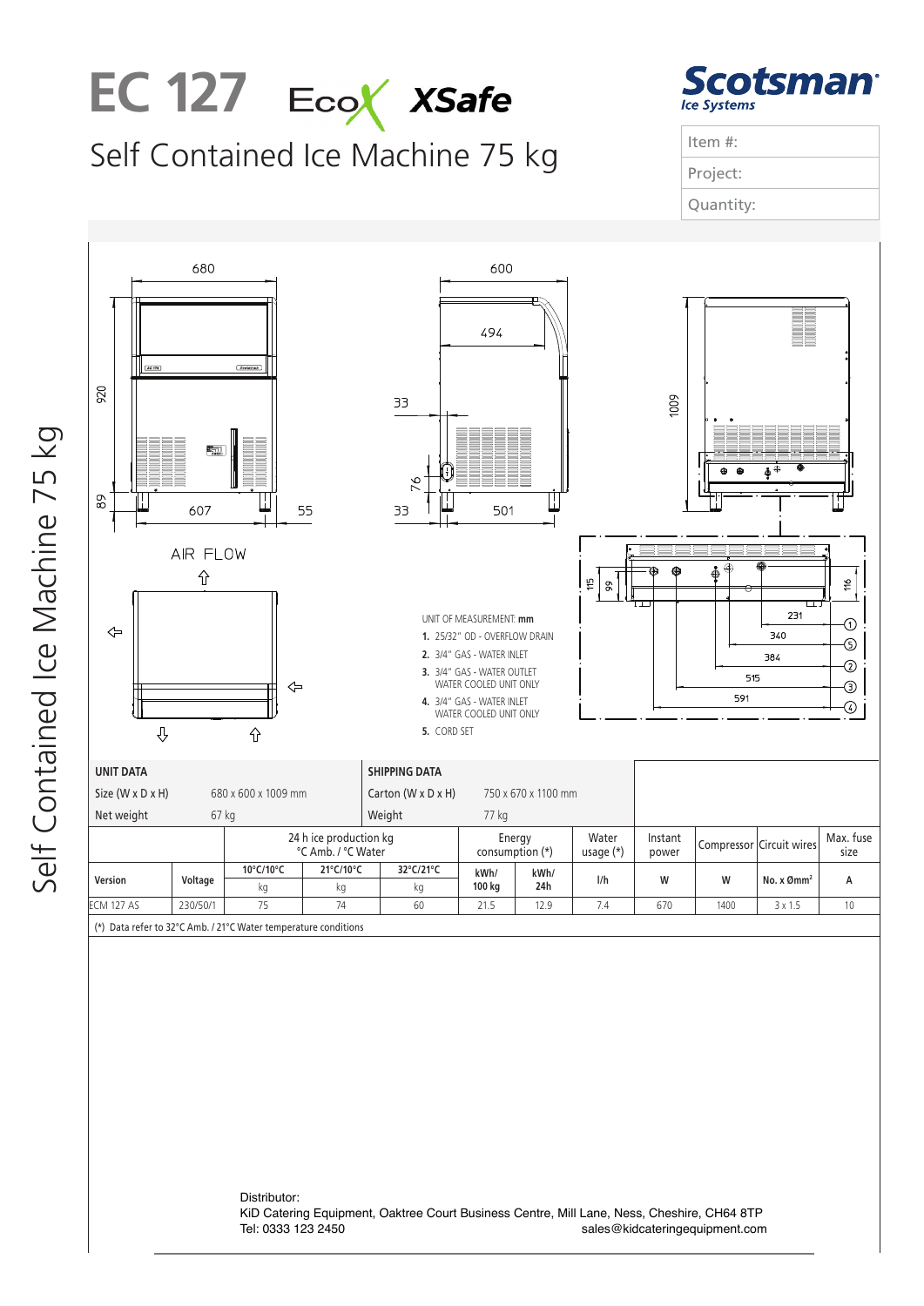# EC 127 EcoX XSafe

## Self Contained Ice Machine 75 kg

Scotsman Ice Systems

| | |
|---|---|
| Item #: | |
| Project: | |
| Quantity: | |

680
600
494
920
1009
33
76
89
607
55
33
501

AIR FLOW

115
99
116
231
340
384
515
591

UNIT OF MEASUREMENT: **mm**

1. 25/32" OD - OVERFLOW DRAIN
2. 3/4" GAS - WATER INLET
3. 3/4" GAS - WATER OUTLET WATER COOLED UNIT ONLY
4. 3/4" GAS - WATER INLET WATER COOLED UNIT ONLY
5. CORD SET

| UNIT DATA | | SHIPPING DATA | |
|---|---|---|---|
| Size (W x D x H) | 680 x 600 x 1009 mm | Carton (W x D x H) | 750 x 670 x 1100 mm |
| Net weight | 67 kg | Weight | 77 kg |

| | | 24 h ice production kg °C Amb. / °C Water | | | Energy consumption (*) | | Water usage (*) | Instant power | Compressor | Circuit wires | Max. fuse size |
|---|---|---|---|---|---|---|---|---|---|---|---|
| Version | Voltage | 10°C/10°C kg | 21°C/10°C kg | 32°C/21°C kg | kWh/ 100 kg | kWh/ 24h | l/h | W | W | No. x Ømm² | A |
| ECM 127 AS | 230/50/1 | 75 | 74 | 60 | 21.5 | 12.9 | 7.4 | 670 | 1400 | 3 x 1.5 | 10 |

(*) Data refer to 32°C Amb. / 21°C Water temperature conditions

Distributor:
KiD Catering Equipment, Oaktree Court Business Centre, Mill Lane, Ness, Cheshire, CH64 8TP
Tel: 0333 123 2450 sales@kidcateringequipment.com